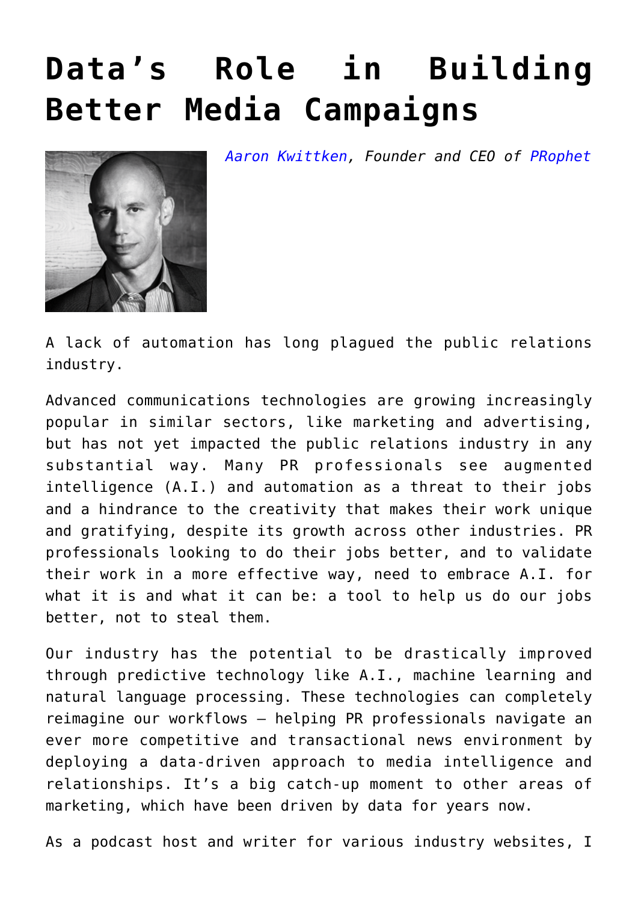# Data's Role in Building Better Media Campaigns

*Aaron Kwittken, Founder and CEO of PRophet*

A lack of automation has long plagued the public relations industry.

Advanced communications technologies are growing increasingly popular in similar sectors, like marketing and advertising, but has not yet impacted the public relations industry in any substantial way. Many PR professionals see augmented intelligence (A.I.) and automation as a threat to their jobs and a hindrance to the creativity that makes their work unique and gratifying, despite its growth across other industries. PR professionals looking to do their jobs better, and to validate their work in a more effective way, need to embrace A.I. for what it is and what it can be: a tool to help us do our jobs better, not to steal them.

Our industry has the potential to be drastically improved through predictive technology like A.I., machine learning and natural language processing. These technologies can completely reimagine our workflows – helping PR professionals navigate an ever more competitive and transactional news environment by deploying a data-driven approach to media intelligence and relationships. It's a big catch-up moment to other areas of marketing, which have been driven by data for years now.

As a podcast host and writer for various industry websites, I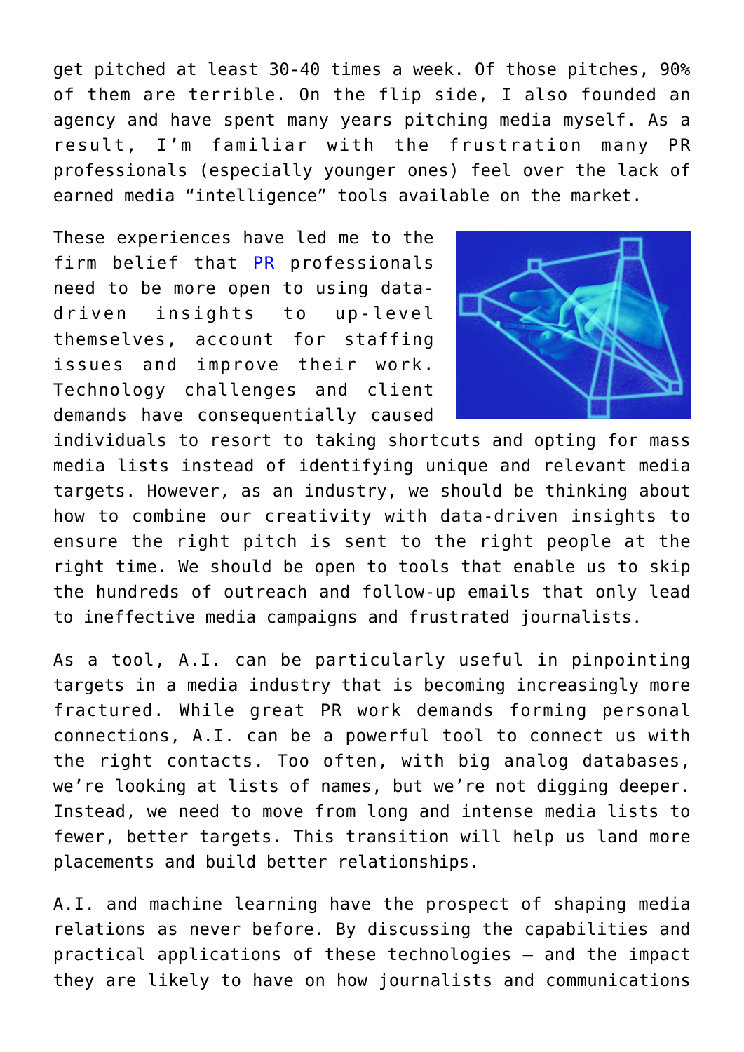get pitched at least 30-40 times a week. Of those pitches, 90% of them are terrible. On the flip side, I also founded an agency and have spent many years pitching media myself. As a result, I'm familiar with the frustration many PR professionals (especially younger ones) feel over the lack of earned media "intelligence" tools available on the market.

These experiences have led me to the firm belief that PR professionals need to be more open to using data-driven insights to up-level themselves, account for staffing issues and improve their work. Technology challenges and client demands have consequentially caused individuals to resort to taking shortcuts and opting for mass media lists instead of identifying unique and relevant media targets. However, as an industry, we should be thinking about how to combine our creativity with data-driven insights to ensure the right pitch is sent to the right people at the right time. We should be open to tools that enable us to skip the hundreds of outreach and follow-up emails that only lead to ineffective media campaigns and frustrated journalists.

As a tool, A.I. can be particularly useful in pinpointing targets in a media industry that is becoming increasingly more fractured. While great PR work demands forming personal connections, A.I. can be a powerful tool to connect us with the right contacts. Too often, with big analog databases, we're looking at lists of names, but we're not digging deeper. Instead, we need to move from long and intense media lists to fewer, better targets. This transition will help us land more placements and build better relationships.

A.I. and machine learning have the prospect of shaping media relations as never before. By discussing the capabilities and practical applications of these technologies — and the impact they are likely to have on how journalists and communications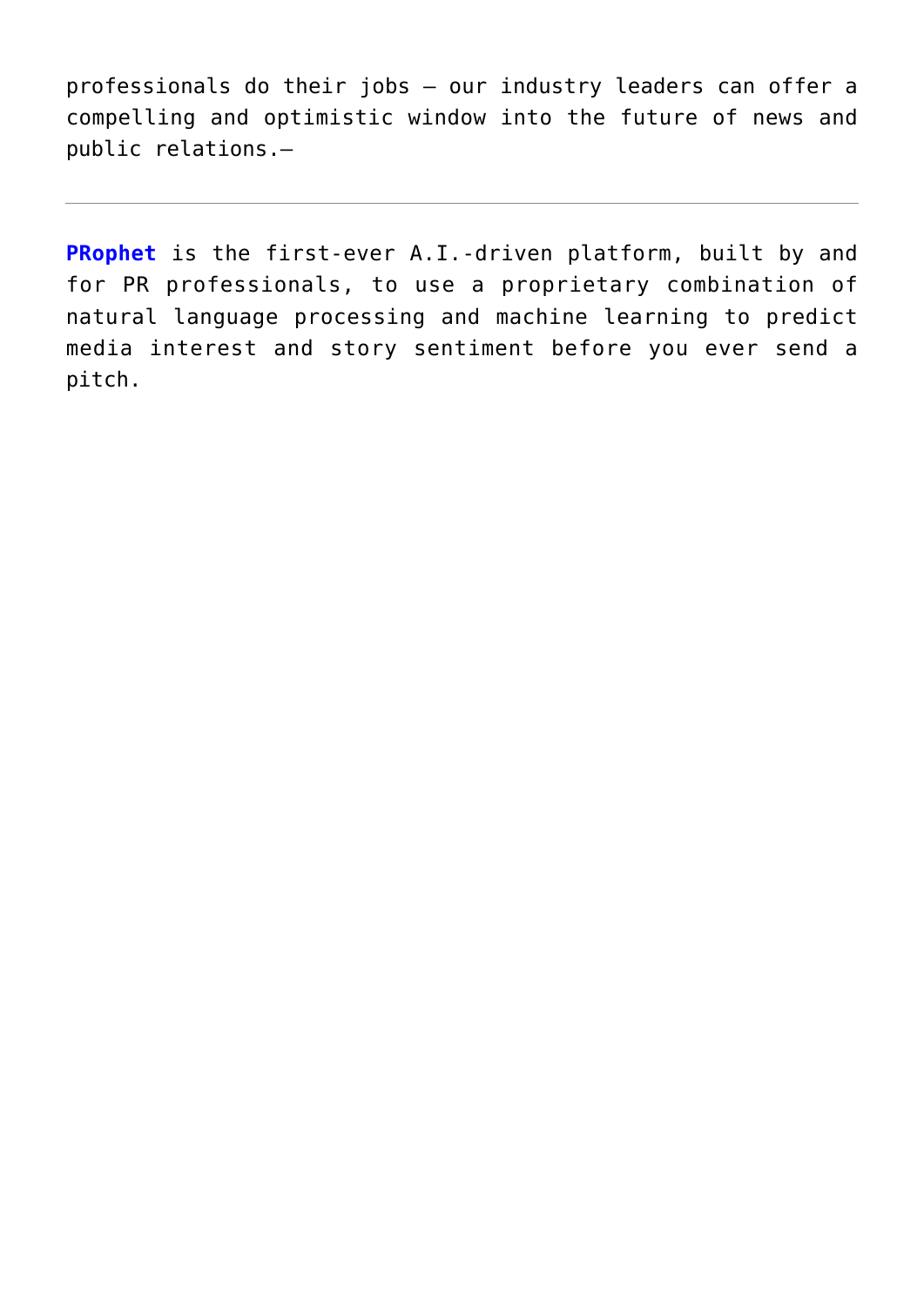professionals do their jobs — our industry leaders can offer a compelling and optimistic window into the future of news and public relations.—

---

**PRophet** is the first-ever A.I.-driven platform, built by and for PR professionals, to use a proprietary combination of natural language processing and machine learning to predict media interest and story sentiment before you ever send a pitch.